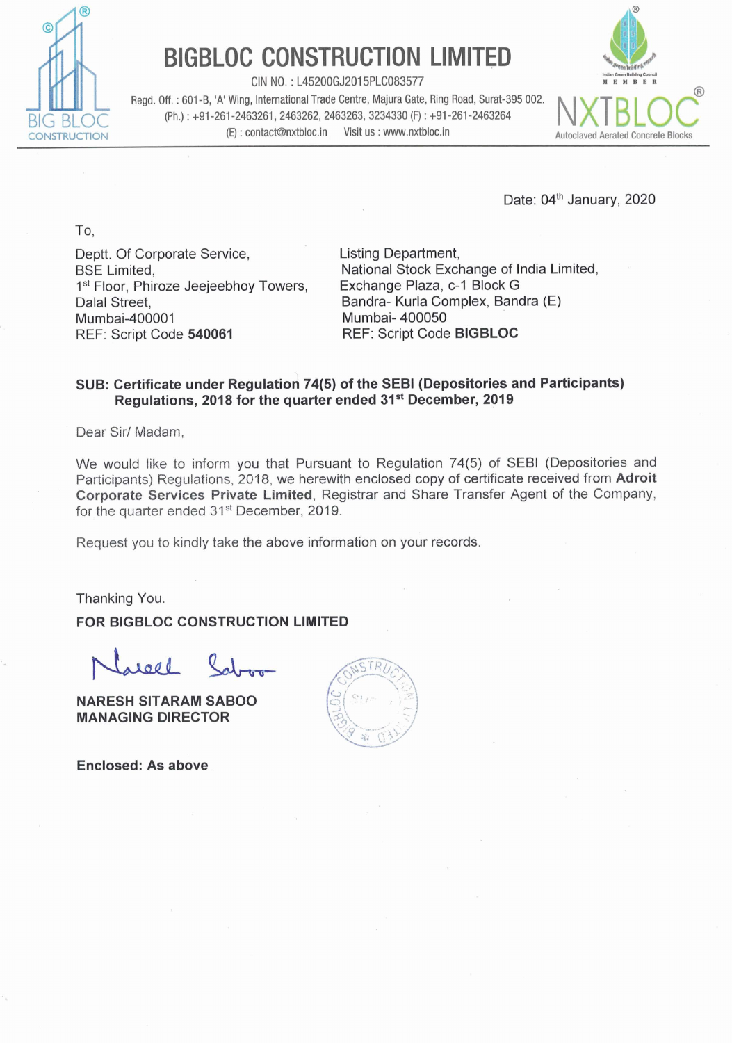# BIGBLOC CONSTRUCTION LIMITED

CIN NO. : L45200GJ2015PLC083577

Regd. Off. : 601-B, 'A' Wing, International Trade Centre, Majura Gate, Ring Road, Surat-395 002.
(Ph.) : +91-261-2463261, 2463262, 2463263, 3234330 (F) : +91-261-2463264
(E) : contact@nxtbloc.in Visit us : www.nxtbloc.in

NXTBLOC® Autoclaved Aerated Concrete Blocks

Date: 04th January, 2020

To,

Deptt. Of Corporate Service,
BSE Limited,
1st Floor, Phiroze Jeejeebhoy Towers,
Dalal Street,
Mumbai-400001
REF: Script Code **540061**

Listing Department,
National Stock Exchange of India Limited,
Exchange Plaza, c-1 Block G
Bandra- Kurla Complex, Bandra (E)
Mumbai- 400050
REF: Script Code **BIGBLOC**

**SUB: Certificate under Regulation 74(5) of the SEBI (Depositories and Participants) Regulations, 2018 for the quarter ended 31st December, 2019**

Dear Sir/ Madam,

We would like to inform you that Pursuant to Regulation 74(5) of SEBI (Depositories and Participants) Regulations, 2018, we herewith enclosed copy of certificate received from **Adroit Corporate Services Private Limited**, Registrar and Share Transfer Agent of the Company, for the quarter ended 31st December, 2019.

Request you to kindly take the above information on your records.

Thanking You.

**FOR BIGBLOC CONSTRUCTION LIMITED**

**NARESH SITARAM SABOO**
**MANAGING DIRECTOR**

**Enclosed: As above**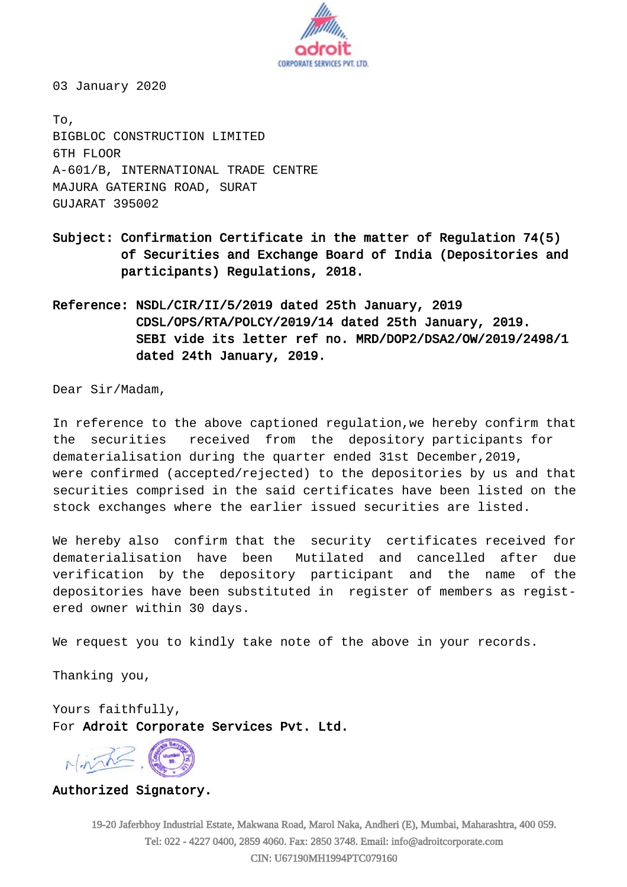03 January 2020

To,
BIGBLOC CONSTRUCTION LIMITED
6TH FLOOR
A-601/B, INTERNATIONAL TRADE CENTRE
MAJURA GATERING ROAD, SURAT
GUJARAT 395002

**Subject: Confirmation Certificate in the matter of Regulation 74(5) of Securities and Exchange Board of India (Depositories and participants) Regulations, 2018.**

**Reference: NSDL/CIR/II/5/2019 dated 25th January, 2019**
**CDSL/OPS/RTA/POLCY/2019/14 dated 25th January, 2019.**
**SEBI vide its letter ref no. MRD/DOP2/DSA2/OW/2019/2498/1 dated 24th January, 2019.**

Dear Sir/Madam,

In reference to the above captioned regulation,we hereby confirm that the securities received from the depository participants for dematerialisation during the quarter ended 31st December,2019, were confirmed (accepted/rejected) to the depositories by us and that securities comprised in the said certificates have been listed on the stock exchanges where the earlier issued securities are listed.

We hereby also confirm that the security certificates received for dematerialisation have been Mutilated and cancelled after due verification by the depository participant and the name of the depositories have been substituted in register of members as registered owner within 30 days.

We request you to kindly take note of the above in your records.

Thanking you,

Yours faithfully,
For **Adroit Corporate Services Pvt. Ltd.**

**Authorized Signatory.**

19-20 Jaferbhoy Industrial Estate, Makwana Road, Marol Naka, Andheri (E), Mumbai, Maharashtra, 400 059.
Tel: 022 - 4227 0400, 2859 4060. Fax: 2850 3748. Email: info@adroitcorporate.com
CIN: U67190MH1994PTC079160